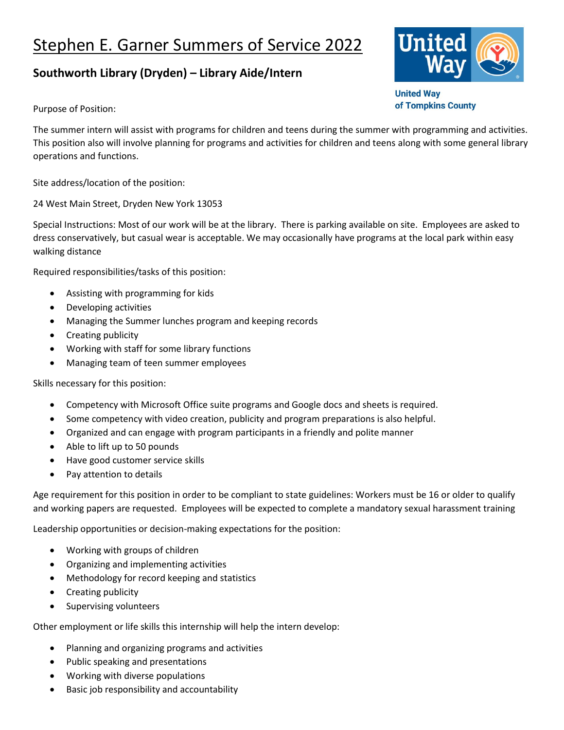# Stephen E. Garner Summers of Service 2022

## Southworth Library (Dryden) – Library Aide/Intern

United Way of Tompkins County

Purpose of Position:

The summer intern will assist with programs for children and teens during the summer with programming and activities. This position also will involve planning for programs and activities for children and teens along with some general library operations and functions.

Site address/location of the position:

24 West Main Street, Dryden New York 13053

Special Instructions: Most of our work will be at the library. There is parking available on site. Employees are asked to dress conservatively, but casual wear is acceptable. We may occasionally have programs at the local park within easy walking distance

Required responsibilities/tasks of this position:

- Assisting with programming for kids
- Developing activities
- Managing the Summer lunches program and keeping records
- Creating publicity
- Working with staff for some library functions
- Managing team of teen summer employees

Skills necessary for this position:

- Competency with Microsoft Office suite programs and Google docs and sheets is required.
- Some competency with video creation, publicity and program preparations is also helpful.
- Organized and can engage with program participants in a friendly and polite manner
- Able to lift up to 50 pounds
- Have good customer service skills
- Pay attention to details

Age requirement for this position in order to be compliant to state guidelines: Workers must be 16 or older to qualify and working papers are requested. Employees will be expected to complete a mandatory sexual harassment training

Leadership opportunities or decision-making expectations for the position:

- Working with groups of children
- Organizing and implementing activities
- Methodology for record keeping and statistics
- Creating publicity
- Supervising volunteers

Other employment or life skills this internship will help the intern develop:

- Planning and organizing programs and activities
- Public speaking and presentations
- Working with diverse populations
- Basic job responsibility and accountability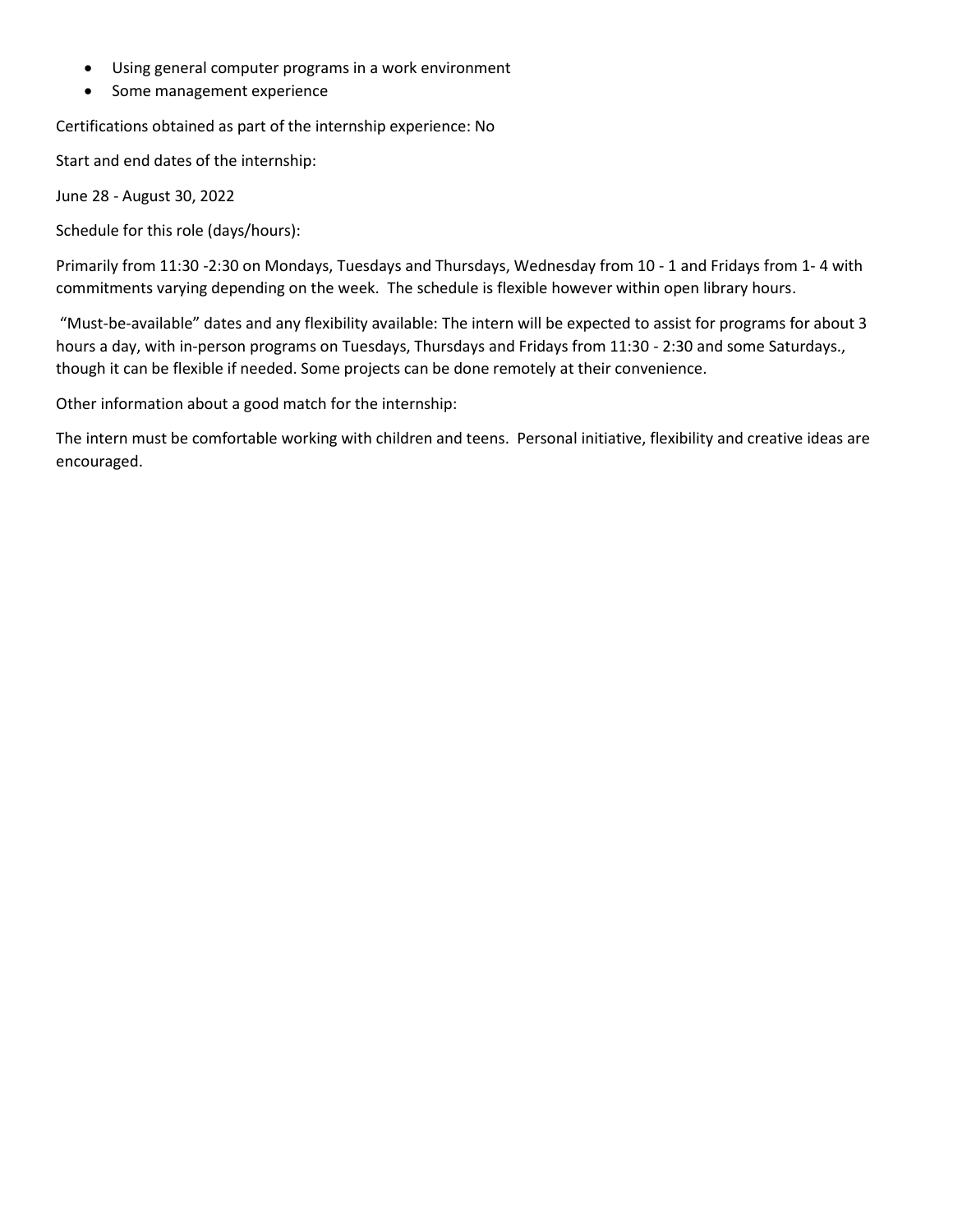- Using general computer programs in a work environment
- Some management experience

Certifications obtained as part of the internship experience: No

Start and end dates of the internship:

June 28 - August 30, 2022

Schedule for this role (days/hours):

Primarily from 11:30 -2:30 on Mondays, Tuesdays and Thursdays, Wednesday from 10 - 1 and Fridays from 1- 4 with commitments varying depending on the week. The schedule is flexible however within open library hours.

"Must-be-available" dates and any flexibility available: The intern will be expected to assist for programs for about 3 hours a day, with in-person programs on Tuesdays, Thursdays and Fridays from 11:30 - 2:30 and some Saturdays., though it can be flexible if needed. Some projects can be done remotely at their convenience.

Other information about a good match for the internship:

The intern must be comfortable working with children and teens. Personal initiative, flexibility and creative ideas are encouraged.